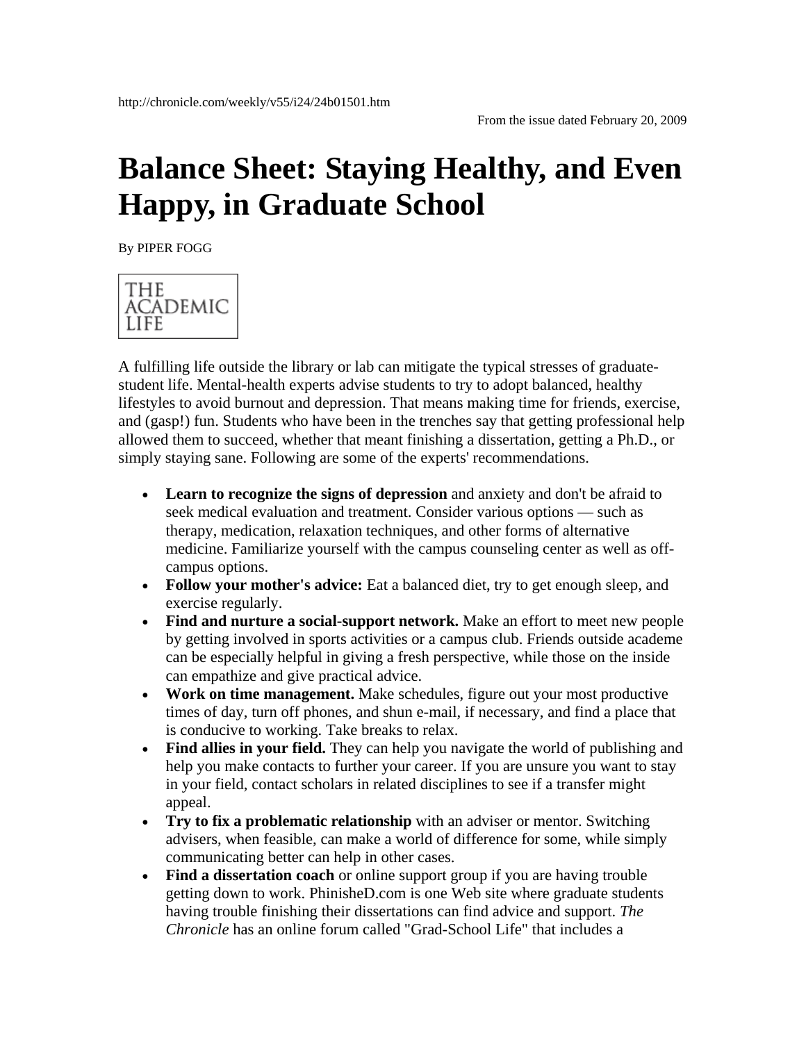http://chronicle.com/weekly/v55/i24/24b01501.htm

From the issue dated February 20, 2009

# Balance Sheet: Staying Healthy, and Even Happy, in Graduate School

By PIPER FOGG

THE ACADEMIC LIFE

A fulfilling life outside the library or lab can mitigate the typical stresses of graduate-student life. Mental-health experts advise students to try to adopt balanced, healthy lifestyles to avoid burnout and depression. That means making time for friends, exercise, and (gasp!) fun. Students who have been in the trenches say that getting professional help allowed them to succeed, whether that meant finishing a dissertation, getting a Ph.D., or simply staying sane. Following are some of the experts' recommendations.

- **Learn to recognize the signs of depression** and anxiety and don't be afraid to seek medical evaluation and treatment. Consider various options — such as therapy, medication, relaxation techniques, and other forms of alternative medicine. Familiarize yourself with the campus counseling center as well as off-campus options.
- **Follow your mother's advice:** Eat a balanced diet, try to get enough sleep, and exercise regularly.
- **Find and nurture a social-support network.** Make an effort to meet new people by getting involved in sports activities or a campus club. Friends outside academe can be especially helpful in giving a fresh perspective, while those on the inside can empathize and give practical advice.
- **Work on time management.** Make schedules, figure out your most productive times of day, turn off phones, and shun e-mail, if necessary, and find a place that is conducive to working. Take breaks to relax.
- **Find allies in your field.** They can help you navigate the world of publishing and help you make contacts to further your career. If you are unsure you want to stay in your field, contact scholars in related disciplines to see if a transfer might appeal.
- **Try to fix a problematic relationship** with an adviser or mentor. Switching advisers, when feasible, can make a world of difference for some, while simply communicating better can help in other cases.
- **Find a dissertation coach** or online support group if you are having trouble getting down to work. PhinisheD.com is one Web site where graduate students having trouble finishing their dissertations can find advice and support. *The Chronicle* has an online forum called "Grad-School Life" that includes a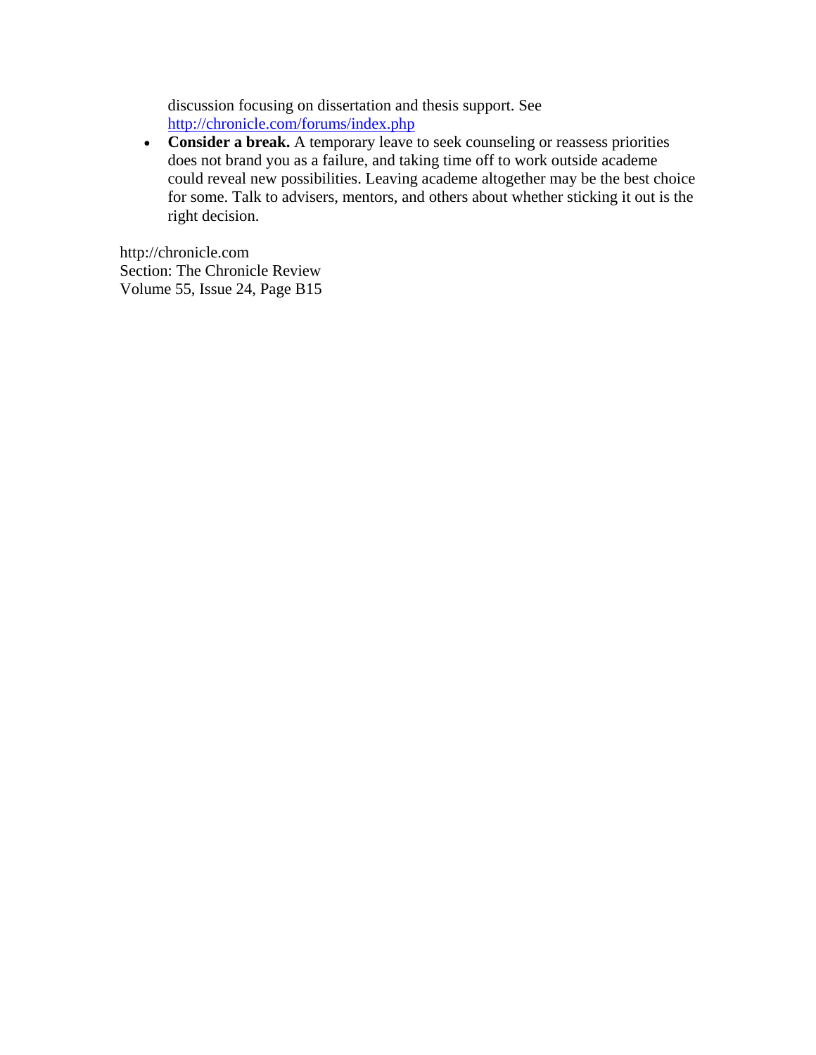discussion focusing on dissertation and thesis support. See http://chronicle.com/forums/index.php

- **Consider a break.** A temporary leave to seek counseling or reassess priorities does not brand you as a failure, and taking time off to work outside academe could reveal new possibilities. Leaving academe altogether may be the best choice for some. Talk to advisers, mentors, and others about whether sticking it out is the right decision.

http://chronicle.com
Section: The Chronicle Review
Volume 55, Issue 24, Page B15